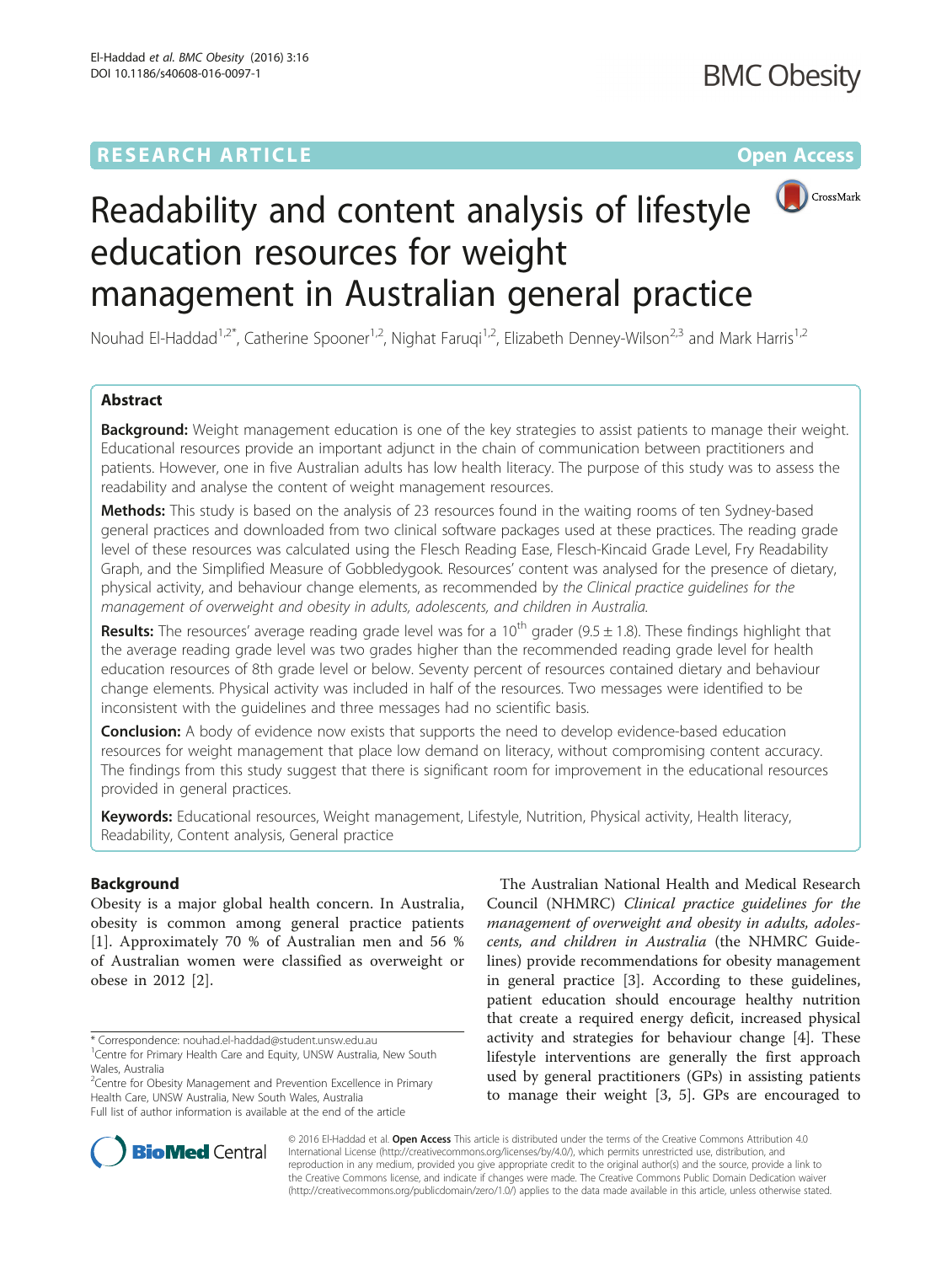RESEARCH ARTICLE

Open Access

# Readability and content analysis of lifestyle education resources for weight management in Australian general practice

Nouhad El-Haddad[1,2*], Catherine Spooner[1,2], Nighat Faruqi[1,2], Elizabeth Denney-Wilson[2,3] and Mark Harris[1,2]

## Abstract

**Background:** Weight management education is one of the key strategies to assist patients to manage their weight. Educational resources provide an important adjunct in the chain of communication between practitioners and patients. However, one in five Australian adults has low health literacy. The purpose of this study was to assess the readability and analyse the content of weight management resources.

**Methods:** This study is based on the analysis of 23 resources found in the waiting rooms of ten Sydney-based general practices and downloaded from two clinical software packages used at these practices. The reading grade level of these resources was calculated using the Flesch Reading Ease, Flesch-Kincaid Grade Level, Fry Readability Graph, and the Simplified Measure of Gobbledygook. Resources' content was analysed for the presence of dietary, physical activity, and behaviour change elements, as recommended by *the Clinical practice guidelines for the management of overweight and obesity in adults, adolescents, and children in Australia.*

**Results:** The resources' average reading grade level was for a 10th grader ($9.5 \pm 1.8$). These findings highlight that the average reading grade level was two grades higher than the recommended reading grade level for health education resources of 8th grade level or below. Seventy percent of resources contained dietary and behaviour change elements. Physical activity was included in half of the resources. Two messages were identified to be inconsistent with the guidelines and three messages had no scientific basis.

**Conclusion:** A body of evidence now exists that supports the need to develop evidence-based education resources for weight management that place low demand on literacy, without compromising content accuracy. The findings from this study suggest that there is significant room for improvement in the educational resources provided in general practices.

**Keywords:** Educational resources, Weight management, Lifestyle, Nutrition, Physical activity, Health literacy, Readability, Content analysis, General practice

## Background

Obesity is a major global health concern. In Australia, obesity is common among general practice patients [1]. Approximately 70 % of Australian men and 56 % of Australian women were classified as overweight or obese in 2012 [2].

The Australian National Health and Medical Research Council (NHMRC) *Clinical practice guidelines for the management of overweight and obesity in adults, adolescents, and children in Australia* (the NHMRC Guidelines) provide recommendations for obesity management in general practice [3]. According to these guidelines, patient education should encourage healthy nutrition that create a required energy deficit, increased physical activity and strategies for behaviour change [4]. These lifestyle interventions are generally the first approach used by general practitioners (GPs) in assisting patients to manage their weight [3, 5]. GPs are encouraged to

\* Correspondence: nouhad.el-haddad@student.unsw.edu.au
[1]Centre for Primary Health Care and Equity, UNSW Australia, New South Wales, Australia
[2]Centre for Obesity Management and Prevention Excellence in Primary Health Care, UNSW Australia, New South Wales, Australia
Full list of author information is available at the end of the article

© 2016 El-Haddad et al. **Open Access** This article is distributed under the terms of the Creative Commons Attribution 4.0 International License (http://creativecommons.org/licenses/by/4.0/), which permits unrestricted use, distribution, and reproduction in any medium, provided you give appropriate credit to the original author(s) and the source, provide a link to the Creative Commons license, and indicate if changes were made. The Creative Commons Public Domain Dedication waiver (http://creativecommons.org/publicdomain/zero/1.0/) applies to the data made available in this article, unless otherwise stated.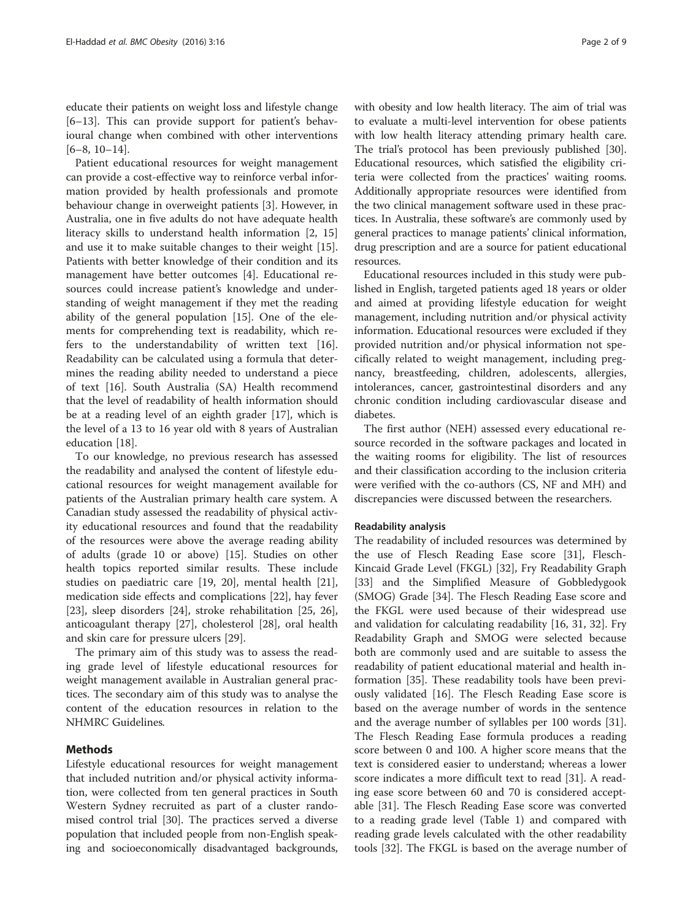educate their patients on weight loss and lifestyle change [6–13]. This can provide support for patient's behavioural change when combined with other interventions [6–8, 10–14].

Patient educational resources for weight management can provide a cost-effective way to reinforce verbal information provided by health professionals and promote behaviour change in overweight patients [3]. However, in Australia, one in five adults do not have adequate health literacy skills to understand health information [2, 15] and use it to make suitable changes to their weight [15]. Patients with better knowledge of their condition and its management have better outcomes [4]. Educational resources could increase patient's knowledge and understanding of weight management if they met the reading ability of the general population [15]. One of the elements for comprehending text is readability, which refers to the understandability of written text [16]. Readability can be calculated using a formula that determines the reading ability needed to understand a piece of text [16]. South Australia (SA) Health recommend that the level of readability of health information should be at a reading level of an eighth grader [17], which is the level of a 13 to 16 year old with 8 years of Australian education [18].

To our knowledge, no previous research has assessed the readability and analysed the content of lifestyle educational resources for weight management available for patients of the Australian primary health care system. A Canadian study assessed the readability of physical activity educational resources and found that the readability of the resources were above the average reading ability of adults (grade 10 or above) [15]. Studies on other health topics reported similar results. These include studies on paediatric care [19, 20], mental health [21], medication side effects and complications [22], hay fever [23], sleep disorders [24], stroke rehabilitation [25, 26], anticoagulant therapy [27], cholesterol [28], oral health and skin care for pressure ulcers [29].

The primary aim of this study was to assess the reading grade level of lifestyle educational resources for weight management available in Australian general practices. The secondary aim of this study was to analyse the content of the education resources in relation to the NHMRC Guidelines.

## Methods

Lifestyle educational resources for weight management that included nutrition and/or physical activity information, were collected from ten general practices in South Western Sydney recruited as part of a cluster randomised control trial [30]. The practices served a diverse population that included people from non-English speaking and socioeconomically disadvantaged backgrounds, with obesity and low health literacy. The aim of trial was to evaluate a multi-level intervention for obese patients with low health literacy attending primary health care. The trial's protocol has been previously published [30]. Educational resources, which satisfied the eligibility criteria were collected from the practices' waiting rooms. Additionally appropriate resources were identified from the two clinical management software used in these practices. In Australia, these software's are commonly used by general practices to manage patients' clinical information, drug prescription and are a source for patient educational resources.

Educational resources included in this study were published in English, targeted patients aged 18 years or older and aimed at providing lifestyle education for weight management, including nutrition and/or physical activity information. Educational resources were excluded if they provided nutrition and/or physical information not specifically related to weight management, including pregnancy, breastfeeding, children, adolescents, allergies, intolerances, cancer, gastrointestinal disorders and any chronic condition including cardiovascular disease and diabetes.

The first author (NEH) assessed every educational resource recorded in the software packages and located in the waiting rooms for eligibility. The list of resources and their classification according to the inclusion criteria were verified with the co-authors (CS, NF and MH) and discrepancies were discussed between the researchers.

### Readability analysis

The readability of included resources was determined by the use of Flesch Reading Ease score [31], Flesch-Kincaid Grade Level (FKGL) [32], Fry Readability Graph [33] and the Simplified Measure of Gobbledygook (SMOG) Grade [34]. The Flesch Reading Ease score and the FKGL were used because of their widespread use and validation for calculating readability [16, 31, 32]. Fry Readability Graph and SMOG were selected because both are commonly used and are suitable to assess the readability of patient educational material and health information [35]. These readability tools have been previously validated [16]. The Flesch Reading Ease score is based on the average number of words in the sentence and the average number of syllables per 100 words [31]. The Flesch Reading Ease formula produces a reading score between 0 and 100. A higher score means that the text is considered easier to understand; whereas a lower score indicates a more difficult text to read [31]. A reading ease score between 60 and 70 is considered acceptable [31]. The Flesch Reading Ease score was converted to a reading grade level (Table 1) and compared with reading grade levels calculated with the other readability tools [32]. The FKGL is based on the average number of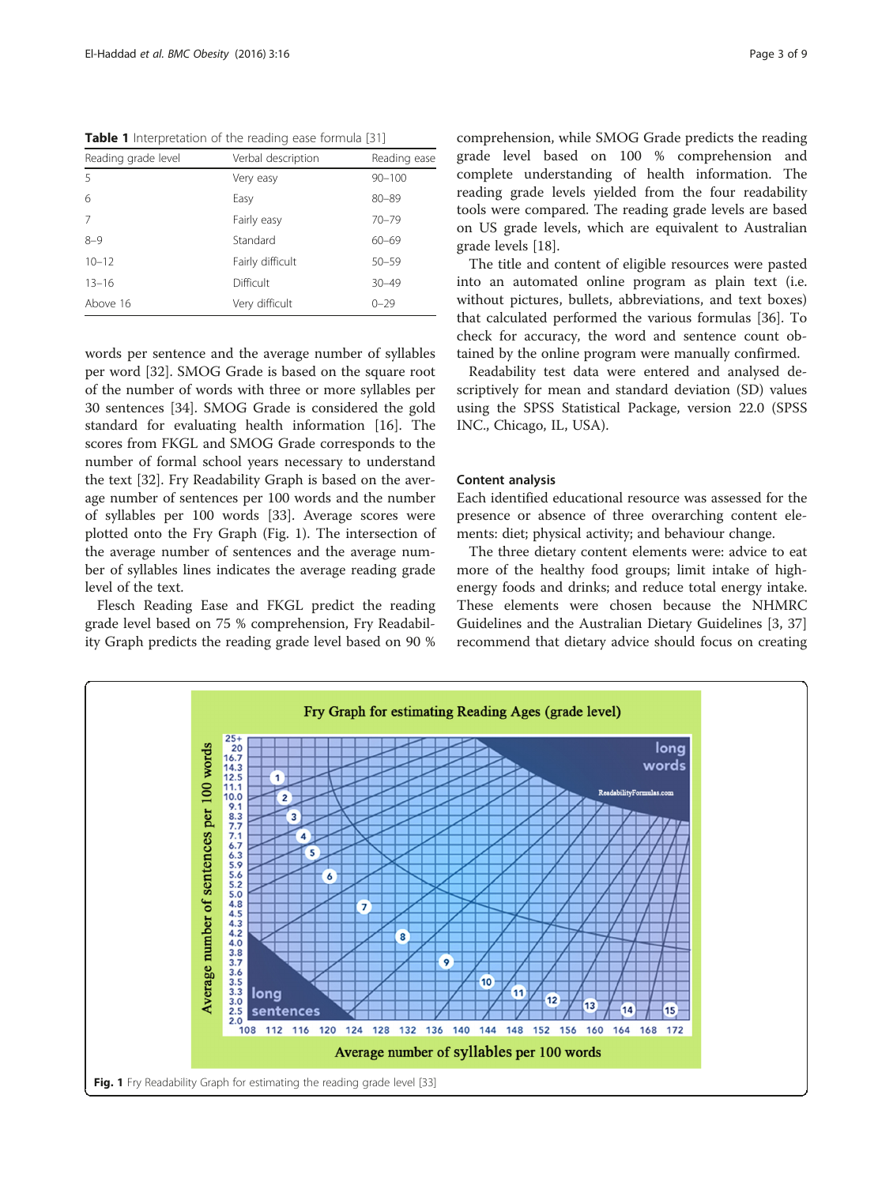**Table 1** Interpretation of the reading ease formula [31]

| Reading grade level | Verbal description | Reading ease |
| --- | --- | --- |
| 5 | Very easy | 90–100 |
| 6 | Easy | 80–89 |
| 7 | Fairly easy | 70–79 |
| 8–9 | Standard | 60–69 |
| 10–12 | Fairly difficult | 50–59 |
| 13–16 | Difficult | 30–49 |
| Above 16 | Very difficult | 0–29 |

words per sentence and the average number of syllables per word [32]. SMOG Grade is based on the square root of the number of words with three or more syllables per 30 sentences [34]. SMOG Grade is considered the gold standard for evaluating health information [16]. The scores from FKGL and SMOG Grade corresponds to the number of formal school years necessary to understand the text [32]. Fry Readability Graph is based on the average number of sentences per 100 words and the number of syllables per 100 words [33]. Average scores were plotted onto the Fry Graph (Fig. 1). The intersection of the average number of sentences and the average number of syllables lines indicates the average reading grade level of the text.

Flesch Reading Ease and FKGL predict the reading grade level based on 75 % comprehension, Fry Readability Graph predicts the reading grade level based on 90 % comprehension, while SMOG Grade predicts the reading grade level based on 100 % comprehension and complete understanding of health information. The reading grade levels yielded from the four readability tools were compared. The reading grade levels are based on US grade levels, which are equivalent to Australian grade levels [18].

The title and content of eligible resources were pasted into an automated online program as plain text (i.e. without pictures, bullets, abbreviations, and text boxes) that calculated performed the various formulas [36]. To check for accuracy, the word and sentence count obtained by the online program were manually confirmed.

Readability test data were entered and analysed descriptively for mean and standard deviation (SD) values using the SPSS Statistical Package, version 22.0 (SPSS INC., Chicago, IL, USA).

### Content analysis

Each identified educational resource was assessed for the presence or absence of three overarching content elements: diet; physical activity; and behaviour change.

The three dietary content elements were: advice to eat more of the healthy food groups; limit intake of high-energy foods and drinks; and reduce total energy intake. These elements were chosen because the NHMRC Guidelines and the Australian Dietary Guidelines [3, 37] recommend that dietary advice should focus on creating

**Fig. 1** Fry Readability Graph for estimating the reading grade level [33]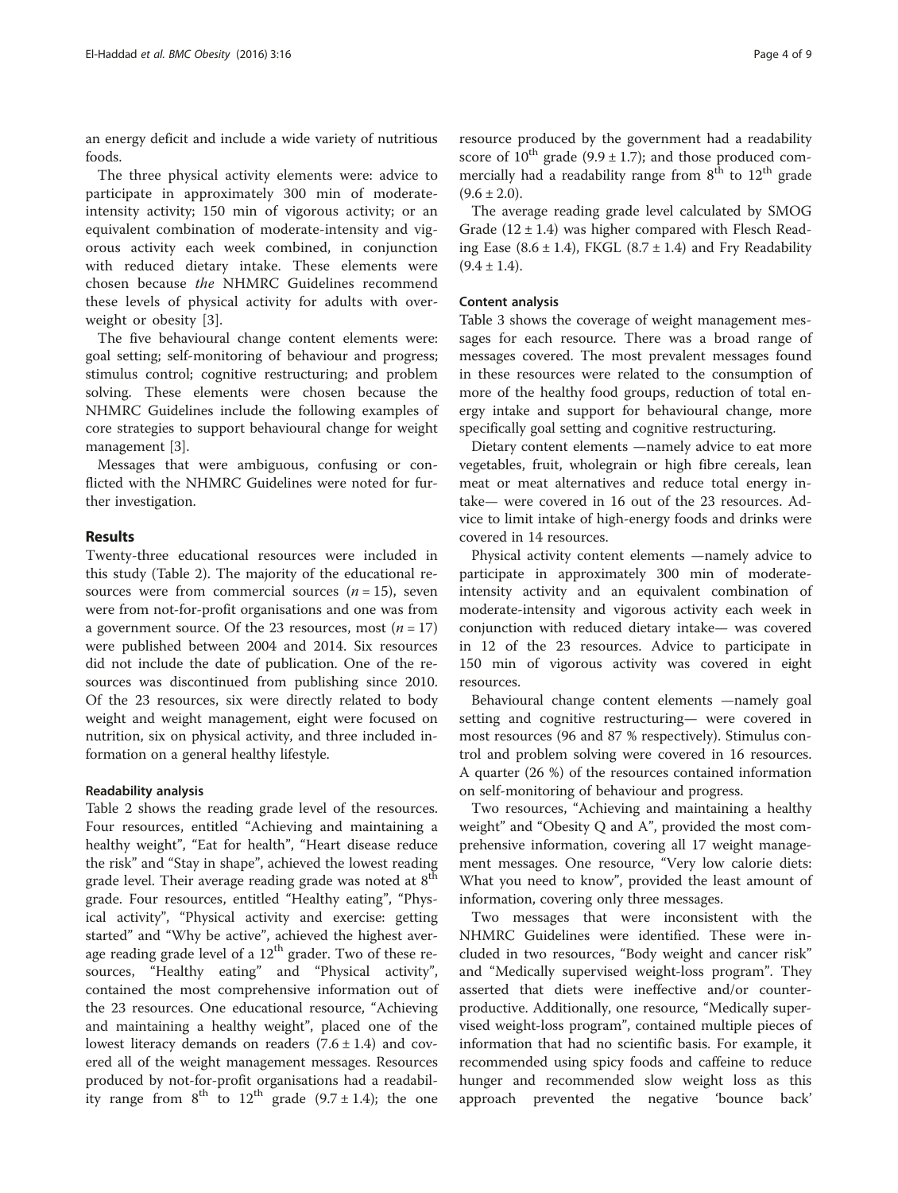an energy deficit and include a wide variety of nutritious foods.

The three physical activity elements were: advice to participate in approximately 300 min of moderate-intensity activity; 150 min of vigorous activity; or an equivalent combination of moderate-intensity and vigorous activity each week combined, in conjunction with reduced dietary intake. These elements were chosen because *the* NHMRC Guidelines recommend these levels of physical activity for adults with overweight or obesity [3].

The five behavioural change content elements were: goal setting; self-monitoring of behaviour and progress; stimulus control; cognitive restructuring; and problem solving. These elements were chosen because the NHMRC Guidelines include the following examples of core strategies to support behavioural change for weight management [3].

Messages that were ambiguous, confusing or conflicted with the NHMRC Guidelines were noted for further investigation.

## Results

Twenty-three educational resources were included in this study (Table 2). The majority of the educational resources were from commercial sources ($n = 15$), seven were from not-for-profit organisations and one was from a government source. Of the 23 resources, most ($n = 17$) were published between 2004 and 2014. Six resources did not include the date of publication. One of the resources was discontinued from publishing since 2010. Of the 23 resources, six were directly related to body weight and weight management, eight were focused on nutrition, six on physical activity, and three included information on a general healthy lifestyle.

### Readability analysis

Table 2 shows the reading grade level of the resources. Four resources, entitled "Achieving and maintaining a healthy weight", "Eat for health", "Heart disease reduce the risk" and "Stay in shape", achieved the lowest reading grade level. Their average reading grade was noted at 8$^{th}$ grade. Four resources, entitled "Healthy eating", "Physical activity", "Physical activity and exercise: getting started" and "Why be active", achieved the highest average reading grade level of a 12$^{th}$ grader. Two of these resources, "Healthy eating" and "Physical activity", contained the most comprehensive information out of the 23 resources. One educational resource, "Achieving and maintaining a healthy weight", placed one of the lowest literacy demands on readers ($7.6 \pm 1.4$) and covered all of the weight management messages. Resources produced by not-for-profit organisations had a readability range from 8$^{th}$ to 12$^{th}$ grade ($9.7 \pm 1.4$); the one resource produced by the government had a readability score of 10$^{th}$ grade ($9.9 \pm 1.7$); and those produced commercially had a readability range from 8$^{th}$ to 12$^{th}$ grade ($9.6 \pm 2.0$).

The average reading grade level calculated by SMOG Grade ($12 \pm 1.4$) was higher compared with Flesch Reading Ease ($8.6 \pm 1.4$), FKGL ($8.7 \pm 1.4$) and Fry Readability ($9.4 \pm 1.4$).

### Content analysis

Table 3 shows the coverage of weight management messages for each resource. There was a broad range of messages covered. The most prevalent messages found in these resources were related to the consumption of more of the healthy food groups, reduction of total energy intake and support for behavioural change, more specifically goal setting and cognitive restructuring.

Dietary content elements —namely advice to eat more vegetables, fruit, wholegrain or high fibre cereals, lean meat or meat alternatives and reduce total energy intake— were covered in 16 out of the 23 resources. Advice to limit intake of high-energy foods and drinks were covered in 14 resources.

Physical activity content elements —namely advice to participate in approximately 300 min of moderate-intensity activity and an equivalent combination of moderate-intensity and vigorous activity each week in conjunction with reduced dietary intake— was covered in 12 of the 23 resources. Advice to participate in 150 min of vigorous activity was covered in eight resources.

Behavioural change content elements —namely goal setting and cognitive restructuring— were covered in most resources (96 and 87 % respectively). Stimulus control and problem solving were covered in 16 resources. A quarter (26 %) of the resources contained information on self-monitoring of behaviour and progress.

Two resources, "Achieving and maintaining a healthy weight" and "Obesity Q and A", provided the most comprehensive information, covering all 17 weight management messages. One resource, "Very low calorie diets: What you need to know", provided the least amount of information, covering only three messages.

Two messages that were inconsistent with the NHMRC Guidelines were identified. These were included in two resources, "Body weight and cancer risk" and "Medically supervised weight-loss program". They asserted that diets were ineffective and/or counterproductive. Additionally, one resource, "Medically supervised weight-loss program", contained multiple pieces of information that had no scientific basis. For example, it recommended using spicy foods and caffeine to reduce hunger and recommended slow weight loss as this approach prevented the negative 'bounce back'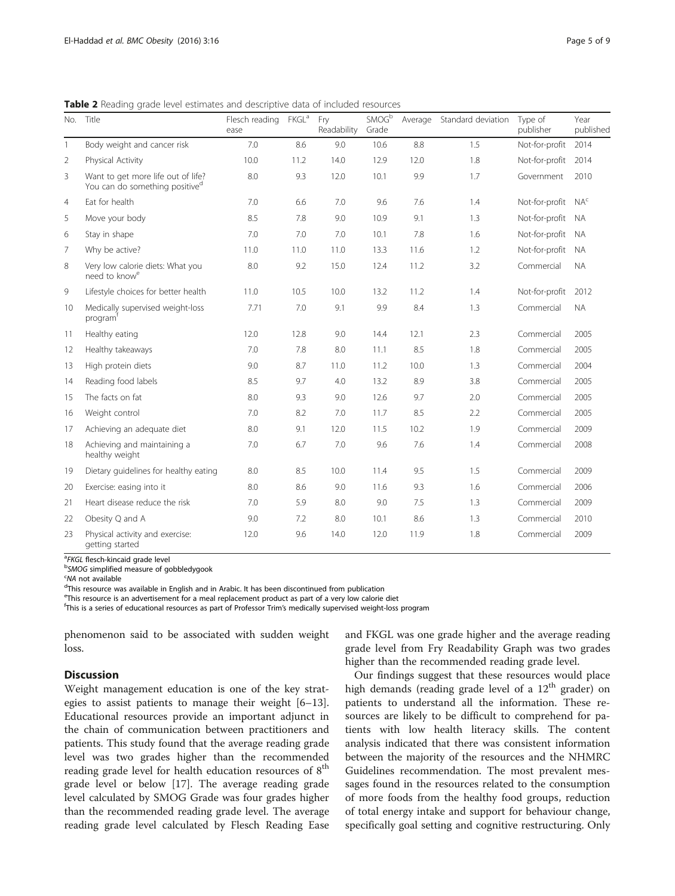**Table 2** Reading grade level estimates and descriptive data of included resources

| No. | Title | Flesch reading ease | FKGL[a] | Fry Readability | SMOG[b] Grade | Average | Standard deviation | Type of publisher | Year published |
|---|---|---|---|---|---|---|---|---|---|
| 1 | Body weight and cancer risk | 7.0 | 8.6 | 9.0 | 10.6 | 8.8 | 1.5 | Not-for-profit | 2014 |
| 2 | Physical Activity | 10.0 | 11.2 | 14.0 | 12.9 | 12.0 | 1.8 | Not-for-profit | 2014 |
| 3 | Want to get more life out of life? You can do something positive[d] | 8.0 | 9.3 | 12.0 | 10.1 | 9.9 | 1.7 | Government | 2010 |
| 4 | Eat for health | 7.0 | 6.6 | 7.0 | 9.6 | 7.6 | 1.4 | Not-for-profit | NA[c] |
| 5 | Move your body | 8.5 | 7.8 | 9.0 | 10.9 | 9.1 | 1.3 | Not-for-profit | NA |
| 6 | Stay in shape | 7.0 | 7.0 | 7.0 | 10.1 | 7.8 | 1.6 | Not-for-profit | NA |
| 7 | Why be active? | 11.0 | 11.0 | 11.0 | 13.3 | 11.6 | 1.2 | Not-for-profit | NA |
| 8 | Very low calorie diets: What you need to know[e] | 8.0 | 9.2 | 15.0 | 12.4 | 11.2 | 3.2 | Commercial | NA |
| 9 | Lifestyle choices for better health | 11.0 | 10.5 | 10.0 | 13.2 | 11.2 | 1.4 | Not-for-profit | 2012 |
| 10 | Medically supervised weight-loss program[f] | 7.71 | 7.0 | 9.1 | 9.9 | 8.4 | 1.3 | Commercial | NA |
| 11 | Healthy eating | 12.0 | 12.8 | 9.0 | 14.4 | 12.1 | 2.3 | Commercial | 2005 |
| 12 | Healthy takeaways | 7.0 | 7.8 | 8.0 | 11.1 | 8.5 | 1.8 | Commercial | 2005 |
| 13 | High protein diets | 9.0 | 8.7 | 11.0 | 11.2 | 10.0 | 1.3 | Commercial | 2004 |
| 14 | Reading food labels | 8.5 | 9.7 | 4.0 | 13.2 | 8.9 | 3.8 | Commercial | 2005 |
| 15 | The facts on fat | 8.0 | 9.3 | 9.0 | 12.6 | 9.7 | 2.0 | Commercial | 2005 |
| 16 | Weight control | 7.0 | 8.2 | 7.0 | 11.7 | 8.5 | 2.2 | Commercial | 2005 |
| 17 | Achieving an adequate diet | 8.0 | 9.1 | 12.0 | 11.5 | 10.2 | 1.9 | Commercial | 2009 |
| 18 | Achieving and maintaining a healthy weight | 7.0 | 6.7 | 7.0 | 9.6 | 7.6 | 1.4 | Commercial | 2008 |
| 19 | Dietary guidelines for healthy eating | 8.0 | 8.5 | 10.0 | 11.4 | 9.5 | 1.5 | Commercial | 2009 |
| 20 | Exercise: easing into it | 8.0 | 8.6 | 9.0 | 11.6 | 9.3 | 1.6 | Commercial | 2006 |
| 21 | Heart disease reduce the risk | 7.0 | 5.9 | 8.0 | 9.0 | 7.5 | 1.3 | Commercial | 2009 |
| 22 | Obesity Q and A | 9.0 | 7.2 | 8.0 | 10.1 | 8.6 | 1.3 | Commercial | 2010 |
| 23 | Physical activity and exercise: getting started | 12.0 | 9.6 | 14.0 | 12.0 | 11.9 | 1.8 | Commercial | 2009 |

[a]*FKGL* flesch-kincaid grade level
[b]*SMOG* simplified measure of gobbledygook
[c]*NA* not available
[d]This resource was available in English and in Arabic. It has been discontinued from publication
[e]This resource is an advertisement for a meal replacement product as part of a very low calorie diet
[f]This is a series of educational resources as part of Professor Trim's medically supervised weight-loss program

phenomenon said to be associated with sudden weight loss.

## Discussion

Weight management education is one of the key strategies to assist patients to manage their weight [6–13]. Educational resources provide an important adjunct in the chain of communication between practitioners and patients. This study found that the average reading grade level was two grades higher than the recommended reading grade level for health education resources of 8[th] grade level or below [17]. The average reading grade level calculated by SMOG Grade was four grades higher than the recommended reading grade level. The average reading grade level calculated by Flesch Reading Ease and FKGL was one grade higher and the average reading grade level from Fry Readability Graph was two grades higher than the recommended reading grade level.

Our findings suggest that these resources would place high demands (reading grade level of a 12[th] grader) on patients to understand all the information. These resources are likely to be difficult to comprehend for patients with low health literacy skills. The content analysis indicated that there was consistent information between the majority of the resources and the NHMRC Guidelines recommendation. The most prevalent messages found in the resources related to the consumption of more foods from the healthy food groups, reduction of total energy intake and support for behaviour change, specifically goal setting and cognitive restructuring. Only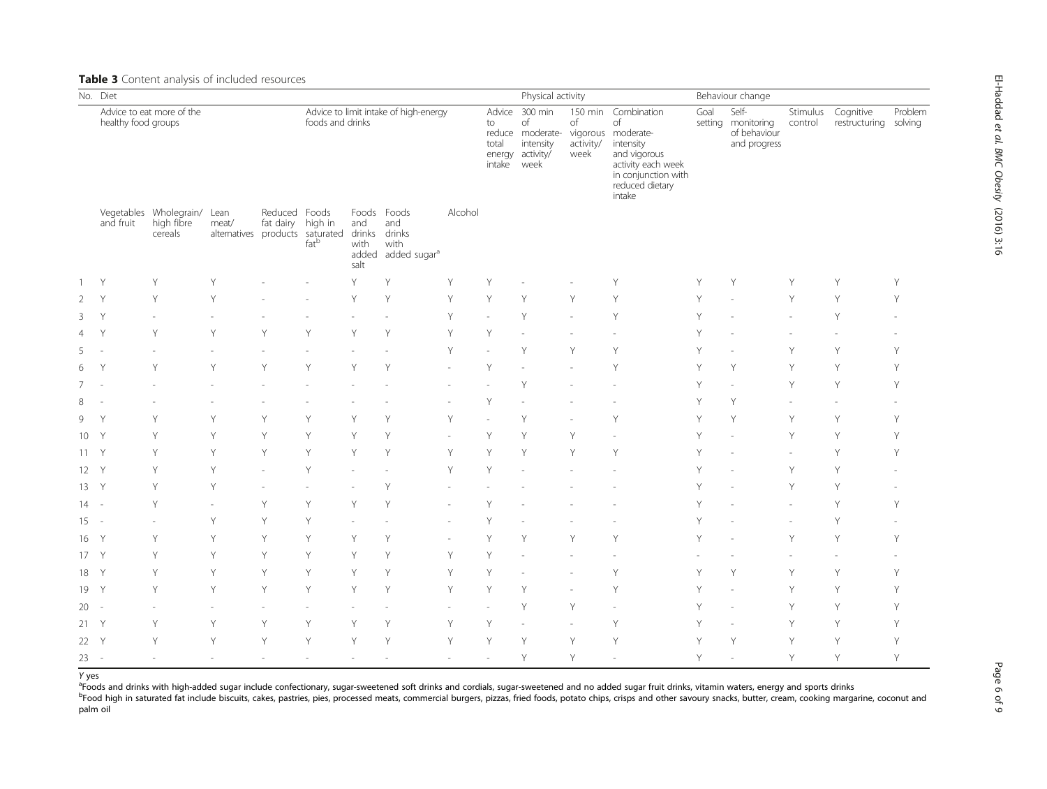**Table 3** Content analysis of included resources

| No. | Diet | | | | | | | | | Physical activity | | | Behaviour change | | | | |
|---|---|---|---|---|---|---|---|---|---|---|---|---|---|---|---|---|---|
| | Advice to eat more of the healthy food groups | | | | Advice to limit intake of high-energy foods and drinks | | | | Advice to reduce total energy intake | 300 min of moderate-intensity activity/week | 150 min of vigorous activity/week | Combination of moderate-intensity and vigorous activity each week in conjunction with reduced dietary intake | Goal setting | Self-monitoring of behaviour and progress | Stimulus control | Cognitive restructuring | Problem solving |
| | Vegetables and fruit | Wholegrain/high fibre cereals | Lean meat/alternatives | Reduced fat dairy products | Foods high in saturated fat[b] | Foods and drinks with added salt | Foods and drinks with added sugar[a] | Alcohol | | | | | | | | | |
| 1 | Y | Y | Y | - | - | Y | Y | Y | Y | - | - | Y | Y | Y | Y | Y | Y |
| 2 | Y | Y | Y | - | - | Y | Y | Y | Y | Y | Y | Y | Y | - | Y | Y | Y |
| 3 | Y | - | - | - | - | - | - | Y | - | Y | - | Y | Y | - | - | Y | - |
| 4 | Y | Y | Y | Y | Y | Y | Y | Y | Y | - | - | - | Y | - | - | - | - |
| 5 | - | - | - | - | - | - | - | Y | - | Y | Y | Y | Y | - | Y | Y | Y |
| 6 | Y | Y | Y | Y | Y | Y | Y | - | Y | - | - | Y | Y | Y | Y | Y | Y |
| 7 | - | - | - | - | - | - | - | - | - | Y | - | - | Y | - | Y | Y | Y |
| 8 | - | - | - | - | - | - | - | - | Y | - | - | - | Y | Y | - | - | - |
| 9 | Y | Y | Y | Y | Y | Y | Y | Y | - | Y | - | Y | Y | Y | Y | Y | Y |
| 10 | Y | Y | Y | Y | Y | Y | Y | - | Y | Y | Y | - | Y | - | Y | Y | Y |
| 11 | Y | Y | Y | Y | Y | Y | Y | Y | Y | Y | Y | Y | Y | - | - | Y | Y |
| 12 | Y | Y | Y | - | Y | - | - | Y | Y | - | - | - | Y | - | Y | Y | - |
| 13 | Y | Y | Y | - | - | - | Y | - | - | - | - | - | Y | - | Y | Y | - |
| 14 | - | Y | - | Y | Y | Y | Y | - | Y | - | - | - | Y | - | - | Y | Y |
| 15 | - | - | Y | Y | Y | - | - | - | Y | - | - | - | Y | - | - | Y | - |
| 16 | Y | Y | Y | Y | Y | Y | Y | - | Y | Y | Y | Y | Y | - | Y | Y | Y |
| 17 | Y | Y | Y | Y | Y | Y | Y | Y | Y | - | - | - | - | - | - | - | - |
| 18 | Y | Y | Y | Y | Y | Y | Y | Y | Y | - | - | Y | Y | Y | Y | Y | Y |
| 19 | Y | Y | Y | Y | Y | Y | Y | Y | Y | Y | - | Y | Y | - | Y | Y | Y |
| 20 | - | - | - | - | - | - | - | - | - | Y | Y | - | Y | - | Y | Y | Y |
| 21 | Y | Y | Y | Y | Y | Y | Y | Y | Y | - | - | Y | Y | - | Y | Y | Y |
| 22 | Y | Y | Y | Y | Y | Y | Y | Y | Y | Y | Y | Y | Y | Y | Y | Y | Y |
| 23 | - | - | - | - | - | - | - | - | - | Y | Y | - | Y | - | Y | Y | Y |

*Y* yes

[a]Foods and drinks with high-added sugar include confectionary, sugar-sweetened soft drinks and cordials, sugar-sweetened and no added sugar fruit drinks, vitamin waters, energy and sports drinks

[b]Food high in saturated fat include biscuits, cakes, pastries, pies, processed meats, commercial burgers, pizzas, fried foods, potato chips, crisps and other savoury snacks, butter, cream, cooking margarine, coconut and palm oil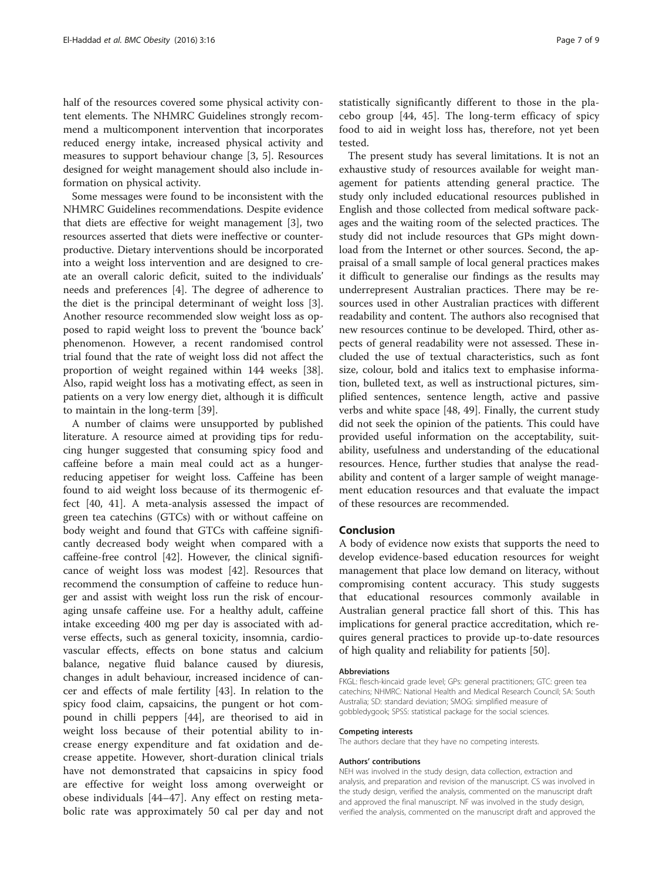half of the resources covered some physical activity content elements. The NHMRC Guidelines strongly recommend a multicomponent intervention that incorporates reduced energy intake, increased physical activity and measures to support behaviour change [3, 5]. Resources designed for weight management should also include information on physical activity.

Some messages were found to be inconsistent with the NHMRC Guidelines recommendations. Despite evidence that diets are effective for weight management [3], two resources asserted that diets were ineffective or counterproductive. Dietary interventions should be incorporated into a weight loss intervention and are designed to create an overall caloric deficit, suited to the individuals' needs and preferences [4]. The degree of adherence to the diet is the principal determinant of weight loss [3]. Another resource recommended slow weight loss as opposed to rapid weight loss to prevent the 'bounce back' phenomenon. However, a recent randomised control trial found that the rate of weight loss did not affect the proportion of weight regained within 144 weeks [38]. Also, rapid weight loss has a motivating effect, as seen in patients on a very low energy diet, although it is difficult to maintain in the long-term [39].

A number of claims were unsupported by published literature. A resource aimed at providing tips for reducing hunger suggested that consuming spicy food and caffeine before a main meal could act as a hunger-reducing appetiser for weight loss. Caffeine has been found to aid weight loss because of its thermogenic effect [40, 41]. A meta-analysis assessed the impact of green tea catechins (GTCs) with or without caffeine on body weight and found that GTCs with caffeine significantly decreased body weight when compared with a caffeine-free control [42]. However, the clinical significance of weight loss was modest [42]. Resources that recommend the consumption of caffeine to reduce hunger and assist with weight loss run the risk of encouraging unsafe caffeine use. For a healthy adult, caffeine intake exceeding 400 mg per day is associated with adverse effects, such as general toxicity, insomnia, cardiovascular effects, effects on bone status and calcium balance, negative fluid balance caused by diuresis, changes in adult behaviour, increased incidence of cancer and effects of male fertility [43]. In relation to the spicy food claim, capsaicins, the pungent or hot compound in chilli peppers [44], are theorised to aid in weight loss because of their potential ability to increase energy expenditure and fat oxidation and decrease appetite. However, short-duration clinical trials have not demonstrated that capsaicins in spicy food are effective for weight loss among overweight or obese individuals [44–47]. Any effect on resting metabolic rate was approximately 50 cal per day and not statistically significantly different to those in the placebo group [44, 45]. The long-term efficacy of spicy food to aid in weight loss has, therefore, not yet been tested.

The present study has several limitations. It is not an exhaustive study of resources available for weight management for patients attending general practice. The study only included educational resources published in English and those collected from medical software packages and the waiting room of the selected practices. The study did not include resources that GPs might download from the Internet or other sources. Second, the appraisal of a small sample of local general practices makes it difficult to generalise our findings as the results may underrepresent Australian practices. There may be resources used in other Australian practices with different readability and content. The authors also recognised that new resources continue to be developed. Third, other aspects of general readability were not assessed. These included the use of textual characteristics, such as font size, colour, bold and italics text to emphasise information, bulleted text, as well as instructional pictures, simplified sentences, sentence length, active and passive verbs and white space [48, 49]. Finally, the current study did not seek the opinion of the patients. This could have provided useful information on the acceptability, suitability, usefulness and understanding of the educational resources. Hence, further studies that analyse the readability and content of a larger sample of weight management education resources and that evaluate the impact of these resources are recommended.

## Conclusion

A body of evidence now exists that supports the need to develop evidence-based education resources for weight management that place low demand on literacy, without compromising content accuracy. This study suggests that educational resources commonly available in Australian general practice fall short of this. This has implications for general practice accreditation, which requires general practices to provide up-to-date resources of high quality and reliability for patients [50].

#### Abbreviations

FKGL: flesch-kincaid grade level; GPs: general practitioners; GTC: green tea catechins; NHMRC: National Health and Medical Research Council; SA: South Australia; SD: standard deviation; SMOG: simplified measure of gobbledygook; SPSS: statistical package for the social sciences.

#### Competing interests

The authors declare that they have no competing interests.

#### Authors' contributions

NEH was involved in the study design, data collection, extraction and analysis, and preparation and revision of the manuscript. CS was involved in the study design, verified the analysis, commented on the manuscript draft and approved the final manuscript. NF was involved in the study design, verified the analysis, commented on the manuscript draft and approved the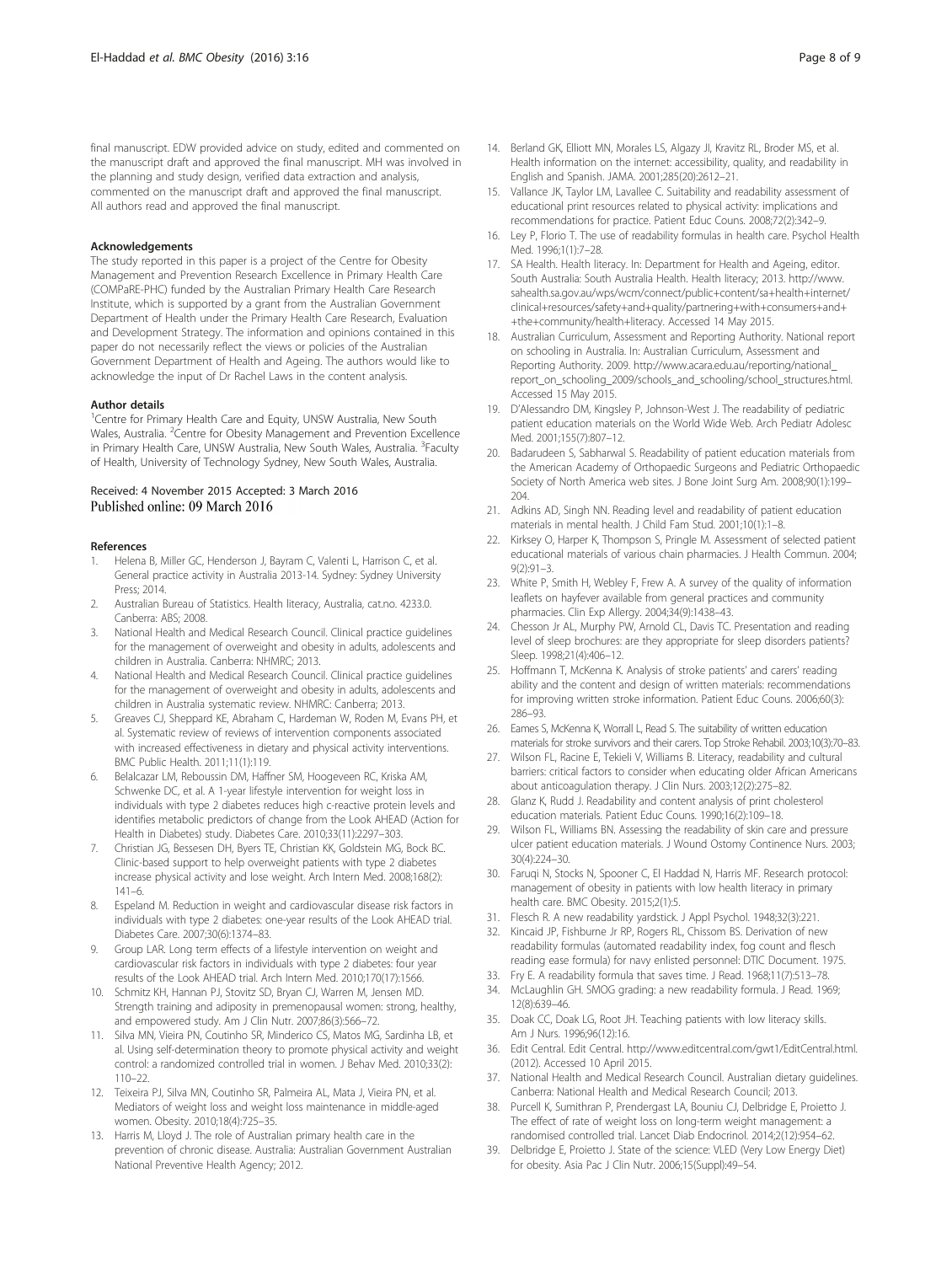final manuscript. EDW provided advice on study, edited and commented on the manuscript draft and approved the final manuscript. MH was involved in the planning and study design, verified data extraction and analysis, commented on the manuscript draft and approved the final manuscript. All authors read and approved the final manuscript.

#### Acknowledgements

The study reported in this paper is a project of the Centre for Obesity Management and Prevention Research Excellence in Primary Health Care (COMPaRE-PHC) funded by the Australian Primary Health Care Research Institute, which is supported by a grant from the Australian Government Department of Health under the Primary Health Care Research, Evaluation and Development Strategy. The information and opinions contained in this paper do not necessarily reflect the views or policies of the Australian Government Department of Health and Ageing. The authors would like to acknowledge the input of Dr Rachel Laws in the content analysis.

#### Author details

[1]Centre for Primary Health Care and Equity, UNSW Australia, New South Wales, Australia. [2]Centre for Obesity Management and Prevention Excellence in Primary Health Care, UNSW Australia, New South Wales, Australia. [3]Faculty of Health, University of Technology Sydney, New South Wales, Australia.

Received: 4 November 2015 Accepted: 3 March 2016
Published online: 09 March 2016

#### References

1. Helena B, Miller GC, Henderson J, Bayram C, Valenti L, Harrison C, et al. General practice activity in Australia 2013-14. Sydney: Sydney University Press; 2014.
2. Australian Bureau of Statistics. Health literacy, Australia, cat.no. 4233.0. Canberra: ABS; 2008.
3. National Health and Medical Research Council. Clinical practice guidelines for the management of overweight and obesity in adults, adolescents and children in Australia. Canberra: NHMRC; 2013.
4. National Health and Medical Research Council. Clinical practice guidelines for the management of overweight and obesity in adults, adolescents and children in Australia systematic review. NHMRC: Canberra; 2013.
5. Greaves CJ, Sheppard KE, Abraham C, Hardeman W, Roden M, Evans PH, et al. Systematic review of reviews of intervention components associated with increased effectiveness in dietary and physical activity interventions. BMC Public Health. 2011;11(1):119.
6. Belalcazar LM, Reboussin DM, Haffner SM, Hoogeveen RC, Kriska AM, Schwenke DC, et al. A 1-year lifestyle intervention for weight loss in individuals with type 2 diabetes reduces high c-reactive protein levels and identifies metabolic predictors of change from the Look AHEAD (Action for Health in Diabetes) study. Diabetes Care. 2010;33(11):2297–303.
7. Christian JG, Bessesen DH, Byers TE, Christian KK, Goldstein MG, Bock BC. Clinic-based support to help overweight patients with type 2 diabetes increase physical activity and lose weight. Arch Intern Med. 2008;168(2): 141–6.
8. Espeland M. Reduction in weight and cardiovascular disease risk factors in individuals with type 2 diabetes: one-year results of the Look AHEAD trial. Diabetes Care. 2007;30(6):1374–83.
9. Group LAR. Long term effects of a lifestyle intervention on weight and cardiovascular risk factors in individuals with type 2 diabetes: four year results of the Look AHEAD trial. Arch Intern Med. 2010;170(17):1566.
10. Schmitz KH, Hannan PJ, Stovitz SD, Bryan CJ, Warren M, Jensen MD. Strength training and adiposity in premenopausal women: strong, healthy, and empowered study. Am J Clin Nutr. 2007;86(3):566–72.
11. Silva MN, Vieira PN, Coutinho SR, Minderico CS, Matos MG, Sardinha LB, et al. Using self-determination theory to promote physical activity and weight control: a randomized controlled trial in women. J Behav Med. 2010;33(2): 110–22.
12. Teixeira PJ, Silva MN, Coutinho SR, Palmeira AL, Mata J, Vieira PN, et al. Mediators of weight loss and weight loss maintenance in middle-aged women. Obesity. 2010;18(4):725–35.
13. Harris M, Lloyd J. The role of Australian primary health care in the prevention of chronic disease. Australia: Australian Government Australian National Preventive Health Agency; 2012.
14. Berland GK, Elliott MN, Morales LS, Algazy JI, Kravitz RL, Broder MS, et al. Health information on the internet: accessibility, quality, and readability in English and Spanish. JAMA. 2001;285(20):2612–21.
15. Vallance JK, Taylor LM, Lavallee C. Suitability and readability assessment of educational print resources related to physical activity: implications and recommendations for practice. Patient Educ Couns. 2008;72(2):342–9.
16. Ley P, Florio T. The use of readability formulas in health care. Psychol Health Med. 1996;1(1):7–28.
17. SA Health. Health literacy. In: Department for Health and Ageing, editor. South Australia: South Australia Health. Health literacy; 2013. http://www.sahealth.sa.gov.au/wps/wcm/connect/public+content/sa+health+internet/clinical+resources/safety+and+quality/partnering+with+consumers+and+ +the+community/health+literacy. Accessed 14 May 2015.
18. Australian Curriculum, Assessment and Reporting Authority. National report on schooling in Australia. In: Australian Curriculum, Assessment and Reporting Authority. 2009. http://www.acara.edu.au/reporting/national_report_on_schooling_2009/schools_and_schooling/school_structures.html. Accessed 15 May 2015.
19. D'Alessandro DM, Kingsley P, Johnson-West J. The readability of pediatric patient education materials on the World Wide Web. Arch Pediatr Adolesc Med. 2001;155(7):807–12.
20. Badarudeen S, Sabharwal S. Readability of patient education materials from the American Academy of Orthopaedic Surgeons and Pediatric Orthopaedic Society of North America web sites. J Bone Joint Surg Am. 2008;90(1):199–204.
21. Adkins AD, Singh NN. Reading level and readability of patient education materials in mental health. J Child Fam Stud. 2001;10(1):1–8.
22. Kirksey O, Harper K, Thompson S, Pringle M. Assessment of selected patient educational materials of various chain pharmacies. J Health Commun. 2004; 9(2):91–3.
23. White P, Smith H, Webley F, Frew A. A survey of the quality of information leaflets on hayfever available from general practices and community pharmacies. Clin Exp Allergy. 2004;34(9):1438–43.
24. Chesson Jr AL, Murphy PW, Arnold CL, Davis TC. Presentation and reading level of sleep brochures: are they appropriate for sleep disorders patients? Sleep. 1998;21(4):406–12.
25. Hoffmann T, McKenna K. Analysis of stroke patients' and carers' reading ability and the content and design of written materials: recommendations for improving written stroke information. Patient Educ Couns. 2006;60(3): 286–93.
26. Eames S, McKenna K, Worrall L, Read S. The suitability of written education materials for stroke survivors and their carers. Top Stroke Rehabil. 2003;10(3):70–83.
27. Wilson FL, Racine E, Tekieli V, Williams B. Literacy, readability and cultural barriers: critical factors to consider when educating older African Americans about anticoagulation therapy. J Clin Nurs. 2003;12(2):275–82.
28. Glanz K, Rudd J. Readability and content analysis of print cholesterol education materials. Patient Educ Couns. 1990;16(2):109–18.
29. Wilson FL, Williams BN. Assessing the readability of skin care and pressure ulcer patient education materials. J Wound Ostomy Continence Nurs. 2003; 30(4):224–30.
30. Faruqi N, Stocks N, Spooner C, El Haddad N, Harris MF. Research protocol: management of obesity in patients with low health literacy in primary health care. BMC Obesity. 2015;2(1):5.
31. Flesch R. A new readability yardstick. J Appl Psychol. 1948;32(3):221.
32. Kincaid JP, Fishburne Jr RP, Rogers RL, Chissom BS. Derivation of new readability formulas (automated readability index, fog count and flesch reading ease formula) for navy enlisted personnel: DTIC Document. 1975.
33. Fry E. A readability formula that saves time. J Read. 1968;11(7):513–78.
34. McLaughlin GH. SMOG grading: a new readability formula. J Read. 1969; 12(8):639–46.
35. Doak CC, Doak LG, Root JH. Teaching patients with low literacy skills. Am J Nurs. 1996;96(12):16.
36. Edit Central. Edit Central. http://www.editcentral.com/gwt1/EditCentral.html. (2012). Accessed 10 April 2015.
37. National Health and Medical Research Council. Australian dietary guidelines. Canberra: National Health and Medical Research Council; 2013.
38. Purcell K, Sumithran P, Prendergast LA, Bouniu CJ, Delbridge E, Proietto J. The effect of rate of weight loss on long-term weight management: a randomised controlled trial. Lancet Diab Endocrinol. 2014;2(12):954–62.
39. Delbridge E, Proietto J. State of the science: VLED (Very Low Energy Diet) for obesity. Asia Pac J Clin Nutr. 2006;15(Suppl):49–54.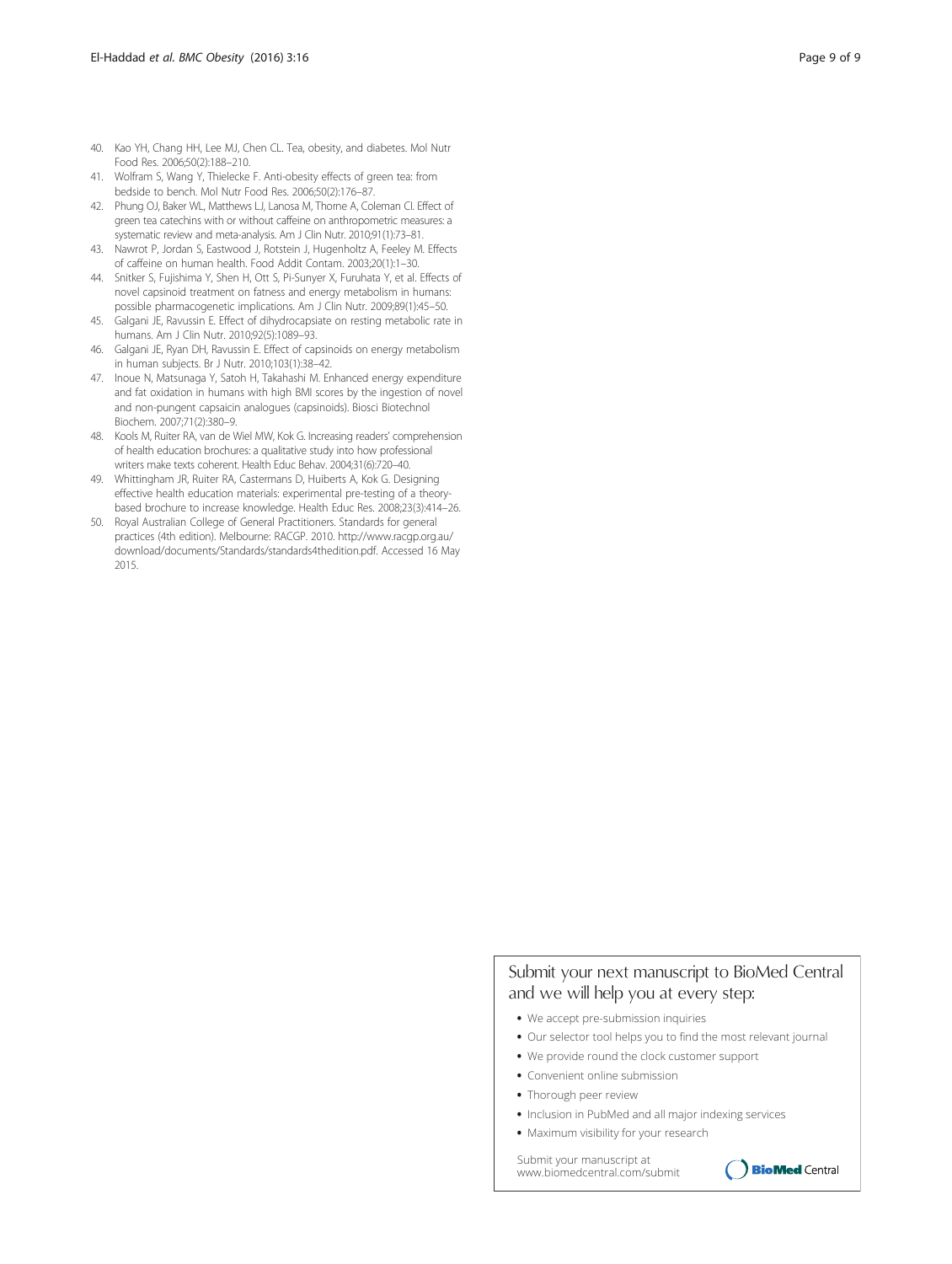40. Kao YH, Chang HH, Lee MJ, Chen CL. Tea, obesity, and diabetes. Mol Nutr Food Res. 2006;50(2):188–210.
41. Wolfram S, Wang Y, Thielecke F. Anti-obesity effects of green tea: from bedside to bench. Mol Nutr Food Res. 2006;50(2):176–87.
42. Phung OJ, Baker WL, Matthews LJ, Lanosa M, Thorne A, Coleman CI. Effect of green tea catechins with or without caffeine on anthropometric measures: a systematic review and meta-analysis. Am J Clin Nutr. 2010;91(1):73–81.
43. Nawrot P, Jordan S, Eastwood J, Rotstein J, Hugenholtz A, Feeley M. Effects of caffeine on human health. Food Addit Contam. 2003;20(1):1–30.
44. Snitker S, Fujishima Y, Shen H, Ott S, Pi-Sunyer X, Furuhata Y, et al. Effects of novel capsinoid treatment on fatness and energy metabolism in humans: possible pharmacogenetic implications. Am J Clin Nutr. 2009;89(1):45–50.
45. Galgani JE, Ravussin E. Effect of dihydrocapsiate on resting metabolic rate in humans. Am J Clin Nutr. 2010;92(5):1089–93.
46. Galgani JE, Ryan DH, Ravussin E. Effect of capsinoids on energy metabolism in human subjects. Br J Nutr. 2010;103(1):38–42.
47. Inoue N, Matsunaga Y, Satoh H, Takahashi M. Enhanced energy expenditure and fat oxidation in humans with high BMI scores by the ingestion of novel and non-pungent capsaicin analogues (capsinoids). Biosci Biotechnol Biochem. 2007;71(2):380–9.
48. Kools M, Ruiter RA, van de Wiel MW, Kok G. Increasing readers' comprehension of health education brochures: a qualitative study into how professional writers make texts coherent. Health Educ Behav. 2004;31(6):720–40.
49. Whittingham JR, Ruiter RA, Castermans D, Huiberts A, Kok G. Designing effective health education materials: experimental pre-testing of a theory-based brochure to increase knowledge. Health Educ Res. 2008;23(3):414–26.
50. Royal Australian College of General Practitioners. Standards for general practices (4th edition). Melbourne: RACGP. 2010. http://www.racgp.org.au/download/documents/Standards/standards4thedition.pdf. Accessed 16 May 2015.